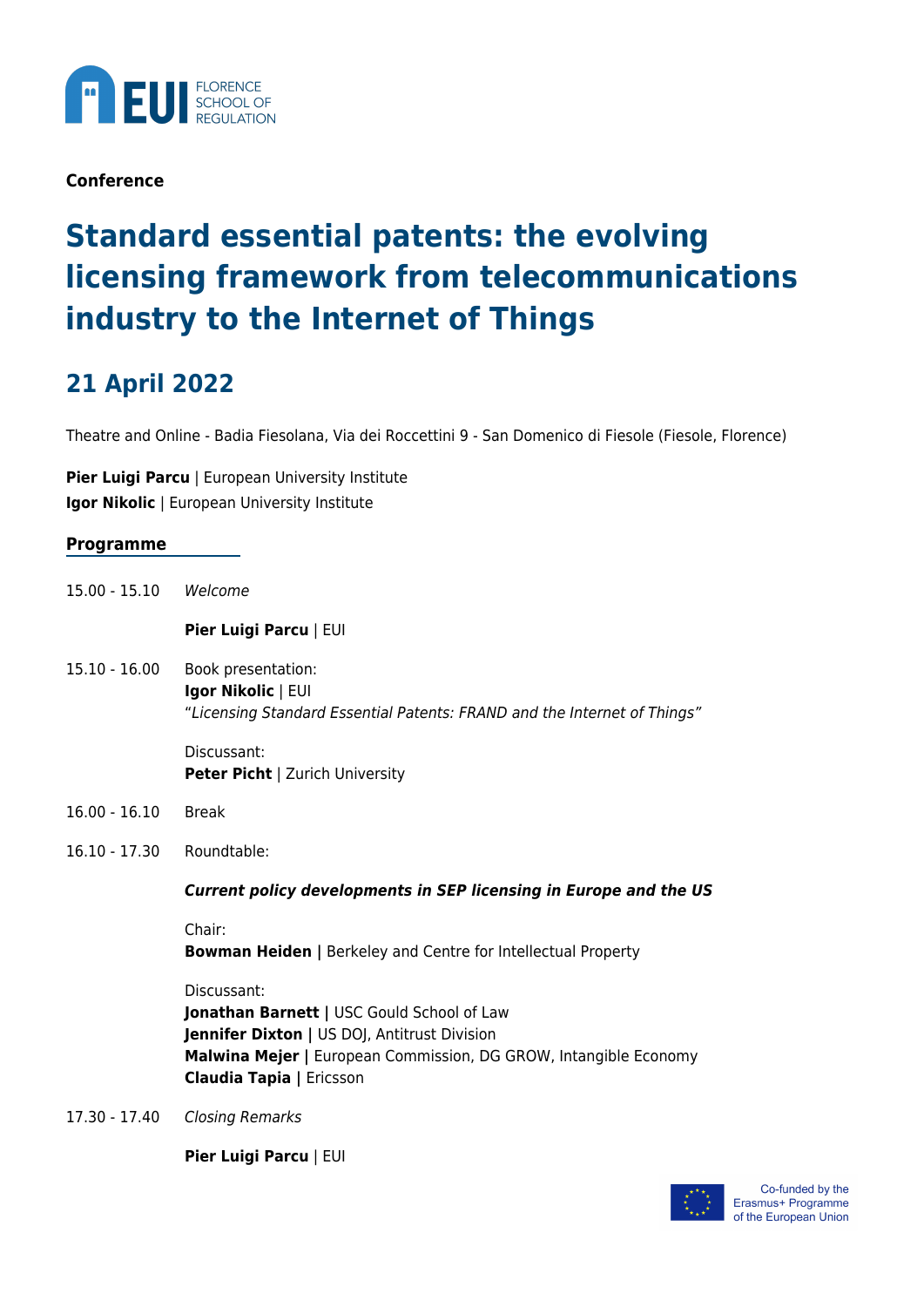EUI FLORENCE SCHOOL OF REGULATION

**Conference**

# Standard essential patents: the evolving licensing framework from telecommunications industry to the Internet of Things

## 21 April 2022

Theatre and Online - Badia Fiesolana, Via dei Roccettini 9 - San Domenico di Fiesole (Fiesole, Florence)

**Pier Luigi Parcu** | European University Institute
**Igor Nikolic** | European University Institute

### Programme

15.00 - 15.10 *Welcome*

**Pier Luigi Parcu** | EUI

15.10 - 16.00 Book presentation:
**Igor Nikolic** | EUI
"*Licensing Standard Essential Patents: FRAND and the Internet of Things*"

Discussant:
**Peter Picht** | Zurich University

16.00 - 16.10 Break

16.10 - 17.30 Roundtable:

***Current policy developments in SEP licensing in Europe and the US***

Chair:
**Bowman Heiden |** Berkeley and Centre for Intellectual Property

Discussant:
**Jonathan Barnett |** USC Gould School of Law
**Jennifer Dixton |** US DOJ, Antitrust Division
**Malwina Mejer |** European Commission, DG GROW, Intangible Economy
**Claudia Tapia |** Ericsson

17.30 - 17.40 *Closing Remarks*

**Pier Luigi Parcu** | EUI

Co-funded by the Erasmus+ Programme of the European Union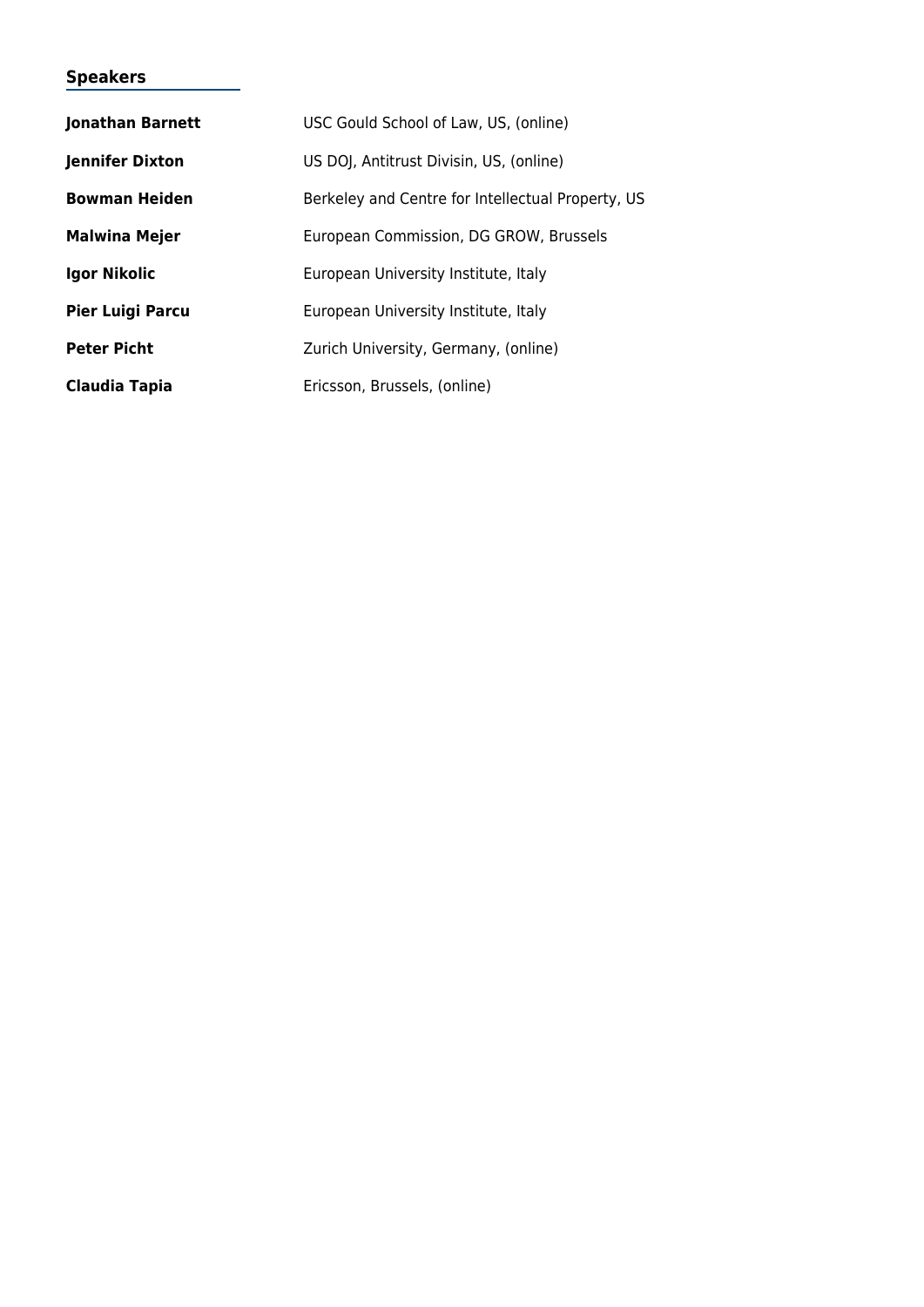## Speakers

| | |
|---|---|
| **Jonathan Barnett** | USC Gould School of Law, US, (online) |
| **Jennifer Dixton** | US DOJ, Antitrust Divisin, US, (online) |
| **Bowman Heiden** | Berkeley and Centre for Intellectual Property, US |
| **Malwina Mejer** | European Commission, DG GROW, Brussels |
| **Igor Nikolic** | European University Institute, Italy |
| **Pier Luigi Parcu** | European University Institute, Italy |
| **Peter Picht** | Zurich University, Germany, (online) |
| **Claudia Tapia** | Ericsson, Brussels, (online) |